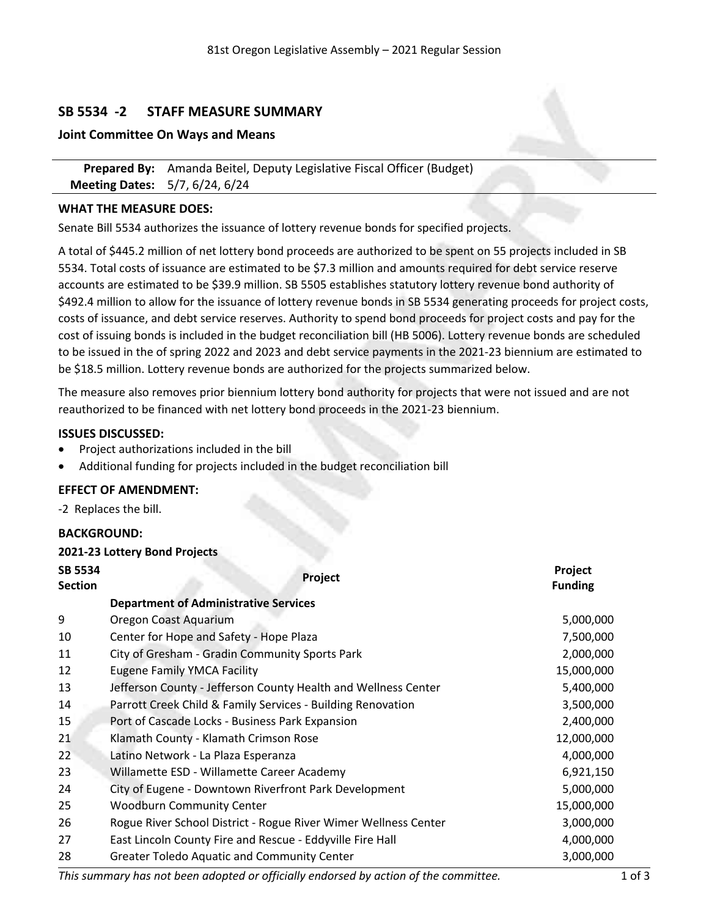81st Oregon Legislative Assembly – 2021 Regular Session

## SB 5534 -2 STAFF MEASURE SUMMARY

**Joint Committee On Ways and Means**

**Prepared By:** Amanda Beitel, Deputy Legislative Fiscal Officer (Budget)
**Meeting Dates:** 5/7, 6/24, 6/24

### WHAT THE MEASURE DOES:

Senate Bill 5534 authorizes the issuance of lottery revenue bonds for specified projects.

A total of $445.2 million of net lottery bond proceeds are authorized to be spent on 55 projects included in SB 5534. Total costs of issuance are estimated to be $7.3 million and amounts required for debt service reserve accounts are estimated to be $39.9 million. SB 5505 establishes statutory lottery revenue bond authority of $492.4 million to allow for the issuance of lottery revenue bonds in SB 5534 generating proceeds for project costs, costs of issuance, and debt service reserves. Authority to spend bond proceeds for project costs and pay for the cost of issuing bonds is included in the budget reconciliation bill (HB 5006). Lottery revenue bonds are scheduled to be issued in the of spring 2022 and 2023 and debt service payments in the 2021-23 biennium are estimated to be $18.5 million. Lottery revenue bonds are authorized for the projects summarized below.

The measure also removes prior biennium lottery bond authority for projects that were not issued and are not reauthorized to be financed with net lottery bond proceeds in the 2021-23 biennium.

### ISSUES DISCUSSED:

- Project authorizations included in the bill
- Additional funding for projects included in the budget reconciliation bill

### EFFECT OF AMENDMENT:

-2 Replaces the bill.

### BACKGROUND:

**2021-23 Lottery Bond Projects**

| SB 5534 Section | Project | Project Funding |
|---|---|---|
| | **Department of Administrative Services** | |
| 9 | Oregon Coast Aquarium | 5,000,000 |
| 10 | Center for Hope and Safety - Hope Plaza | 7,500,000 |
| 11 | City of Gresham - Gradin Community Sports Park | 2,000,000 |
| 12 | Eugene Family YMCA Facility | 15,000,000 |
| 13 | Jefferson County - Jefferson County Health and Wellness Center | 5,400,000 |
| 14 | Parrott Creek Child & Family Services - Building Renovation | 3,500,000 |
| 15 | Port of Cascade Locks - Business Park Expansion | 2,400,000 |
| 21 | Klamath County - Klamath Crimson Rose | 12,000,000 |
| 22 | Latino Network - La Plaza Esperanza | 4,000,000 |
| 23 | Willamette ESD - Willamette Career Academy | 6,921,150 |
| 24 | City of Eugene - Downtown Riverfront Park Development | 5,000,000 |
| 25 | Woodburn Community Center | 15,000,000 |
| 26 | Rogue River School District - Rogue River Wimer Wellness Center | 3,000,000 |
| 27 | East Lincoln County Fire and Rescue - Eddyville Fire Hall | 4,000,000 |
| 28 | Greater Toledo Aquatic and Community Center | 3,000,000 |

*This summary has not been adopted or officially endorsed by action of the committee.*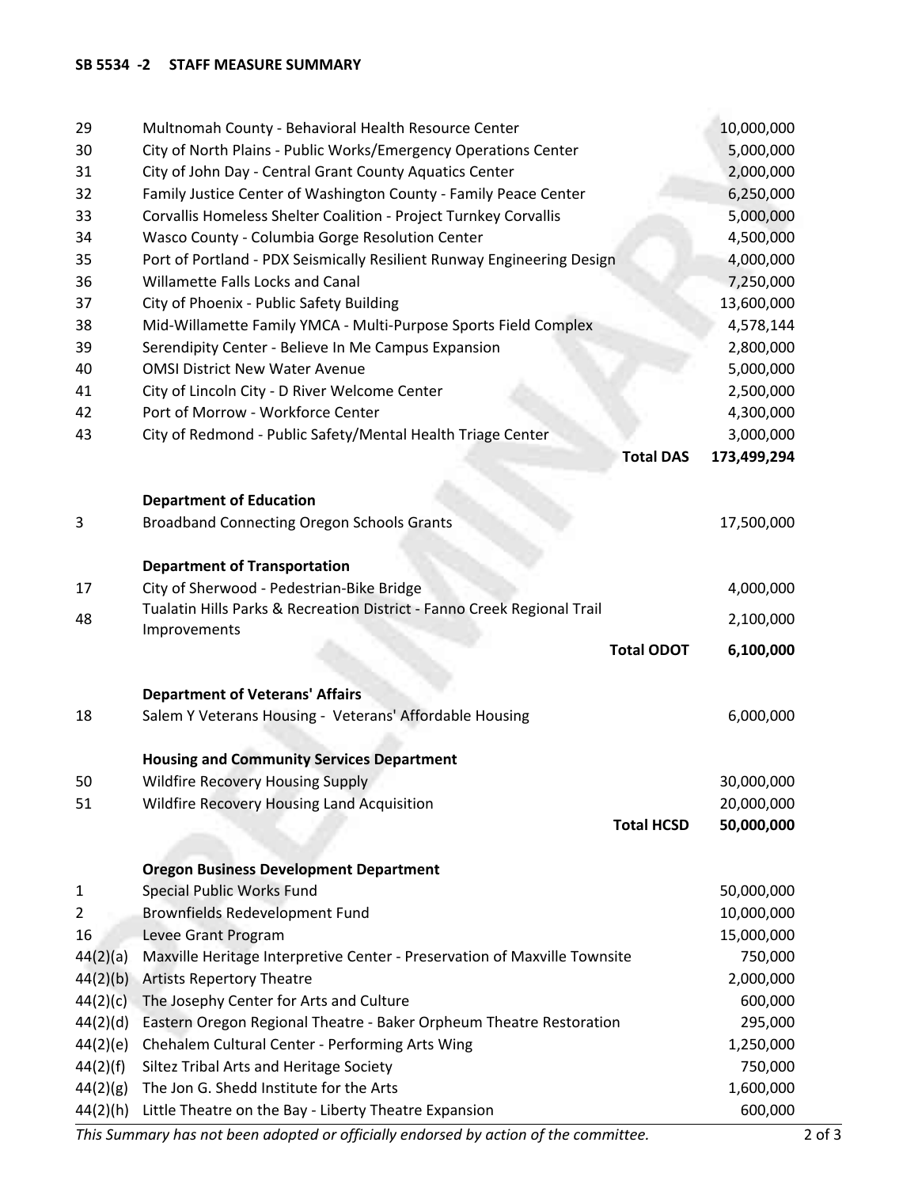| | | |
|---|---|---|
| 29 | Multnomah County - Behavioral Health Resource Center | 10,000,000 |
| 30 | City of North Plains - Public Works/Emergency Operations Center | 5,000,000 |
| 31 | City of John Day - Central Grant County Aquatics Center | 2,000,000 |
| 32 | Family Justice Center of Washington County - Family Peace Center | 6,250,000 |
| 33 | Corvallis Homeless Shelter Coalition - Project Turnkey Corvallis | 5,000,000 |
| 34 | Wasco County - Columbia Gorge Resolution Center | 4,500,000 |
| 35 | Port of Portland - PDX Seismically Resilient Runway Engineering Design | 4,000,000 |
| 36 | Willamette Falls Locks and Canal | 7,250,000 |
| 37 | City of Phoenix - Public Safety Building | 13,600,000 |
| 38 | Mid-Willamette Family YMCA - Multi-Purpose Sports Field Complex | 4,578,144 |
| 39 | Serendipity Center - Believe In Me Campus Expansion | 2,800,000 |
| 40 | OMSI District New Water Avenue | 5,000,000 |
| 41 | City of Lincoln City - D River Welcome Center | 2,500,000 |
| 42 | Port of Morrow - Workforce Center | 4,300,000 |
| 43 | City of Redmond - Public Safety/Mental Health Triage Center | 3,000,000 |
| | **Total DAS** | **173,499,294** |
| | | |
| | **Department of Education** | |
| 3 | Broadband Connecting Oregon Schools Grants | 17,500,000 |
| | | |
| | **Department of Transportation** | |
| 17 | City of Sherwood - Pedestrian-Bike Bridge | 4,000,000 |
| 48 | Tualatin Hills Parks & Recreation District - Fanno Creek Regional Trail Improvements | 2,100,000 |
| | **Total ODOT** | **6,100,000** |
| | | |
| | **Department of Veterans' Affairs** | |
| 18 | Salem Y Veterans Housing - Veterans' Affordable Housing | 6,000,000 |
| | | |
| | **Housing and Community Services Department** | |
| 50 | Wildfire Recovery Housing Supply | 30,000,000 |
| 51 | Wildfire Recovery Housing Land Acquisition | 20,000,000 |
| | **Total HCSD** | **50,000,000** |
| | | |
| | **Oregon Business Development Department** | |
| 1 | Special Public Works Fund | 50,000,000 |
| 2 | Brownfields Redevelopment Fund | 10,000,000 |
| 16 | Levee Grant Program | 15,000,000 |
| 44(2)(a) | Maxville Heritage Interpretive Center - Preservation of Maxville Townsite | 750,000 |
| 44(2)(b) | Artists Repertory Theatre | 2,000,000 |
| 44(2)(c) | The Josephy Center for Arts and Culture | 600,000 |
| 44(2)(d) | Eastern Oregon Regional Theatre - Baker Orpheum Theatre Restoration | 295,000 |
| 44(2)(e) | Chehalem Cultural Center - Performing Arts Wing | 1,250,000 |
| 44(2)(f) | Siltez Tribal Arts and Heritage Society | 750,000 |
| 44(2)(g) | The Jon G. Shedd Institute for the Arts | 1,600,000 |
| 44(2)(h) | Little Theatre on the Bay - Liberty Theatre Expansion | 600,000 |

*This Summary has not been adopted or officially endorsed by action of the committee.*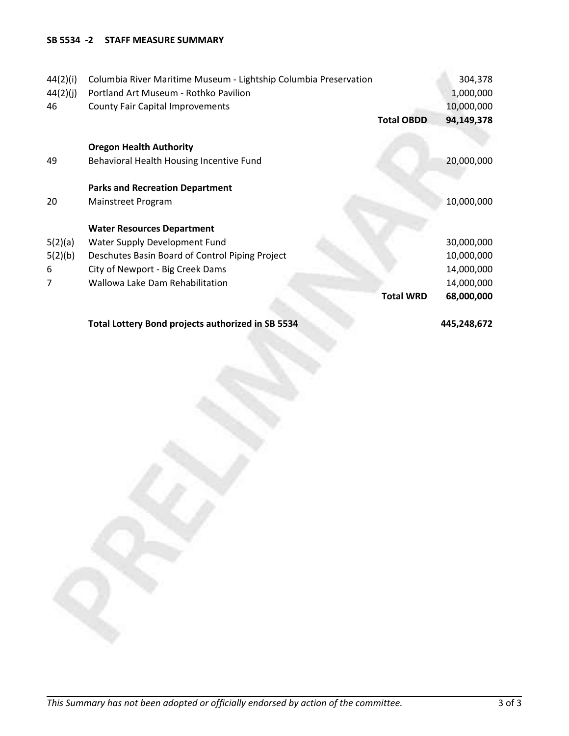| | | | |
|---|---|---|---|
| 44(2)(i) | Columbia River Maritime Museum - Lightship Columbia Preservation | | 304,378 |
| 44(2)(j) | Portland Art Museum - Rothko Pavilion | | 1,000,000 |
| 46 | County Fair Capital Improvements | | 10,000,000 |
| | | **Total OBDD** | **94,149,378** |
| | **Oregon Health Authority** | | |
| 49 | Behavioral Health Housing Incentive Fund | | 20,000,000 |
| | **Parks and Recreation Department** | | |
| 20 | Mainstreet Program | | 10,000,000 |
| | **Water Resources Department** | | |
| 5(2)(a) | Water Supply Development Fund | | 30,000,000 |
| 5(2)(b) | Deschutes Basin Board of Control Piping Project | | 10,000,000 |
| 6 | City of Newport - Big Creek Dams | | 14,000,000 |
| 7 | Wallowa Lake Dam Rehabilitation | | 14,000,000 |
| | | **Total WRD** | **68,000,000** |
| | **Total Lottery Bond projects authorized in SB 5534** | | **445,248,672** |

*This Summary has not been adopted or officially endorsed by action of the committee.*